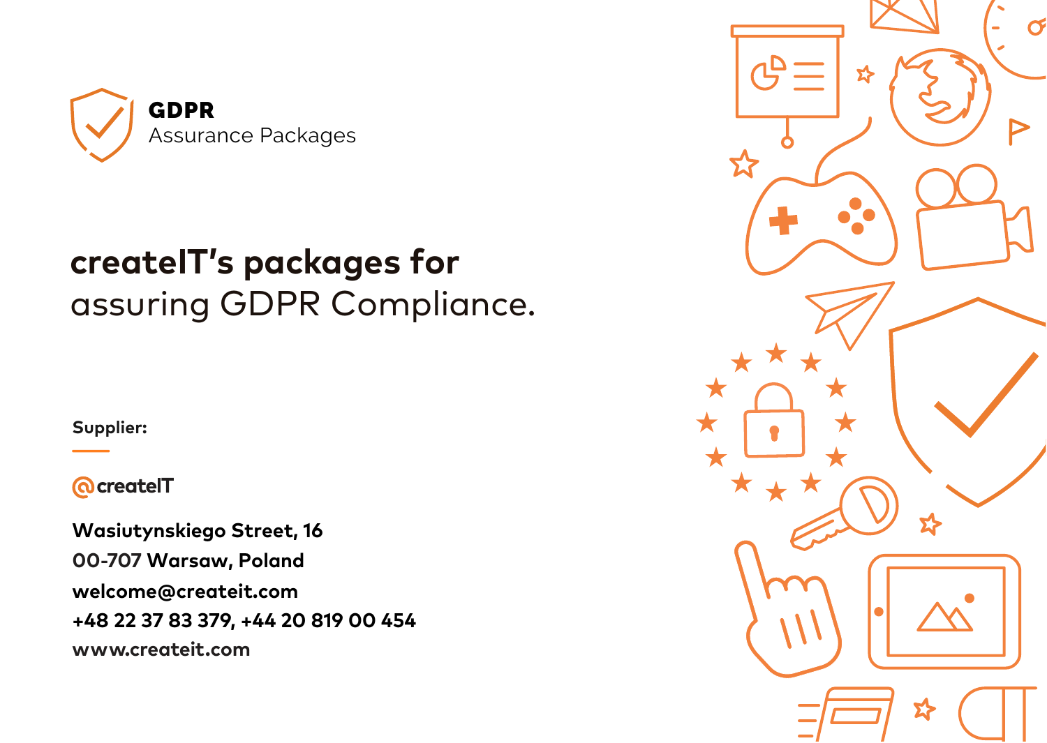**GDPR**
Assurance Packages

# createIT's packages for assuring GDPR Compliance.

**Supplier:**

createIT

**Wasiutynskiego Street, 16**
**00-707 Warsaw, Poland**
**welcome@createit.com**
**+48 22 37 83 379, +44 20 819 00 454**
**www.createit.com**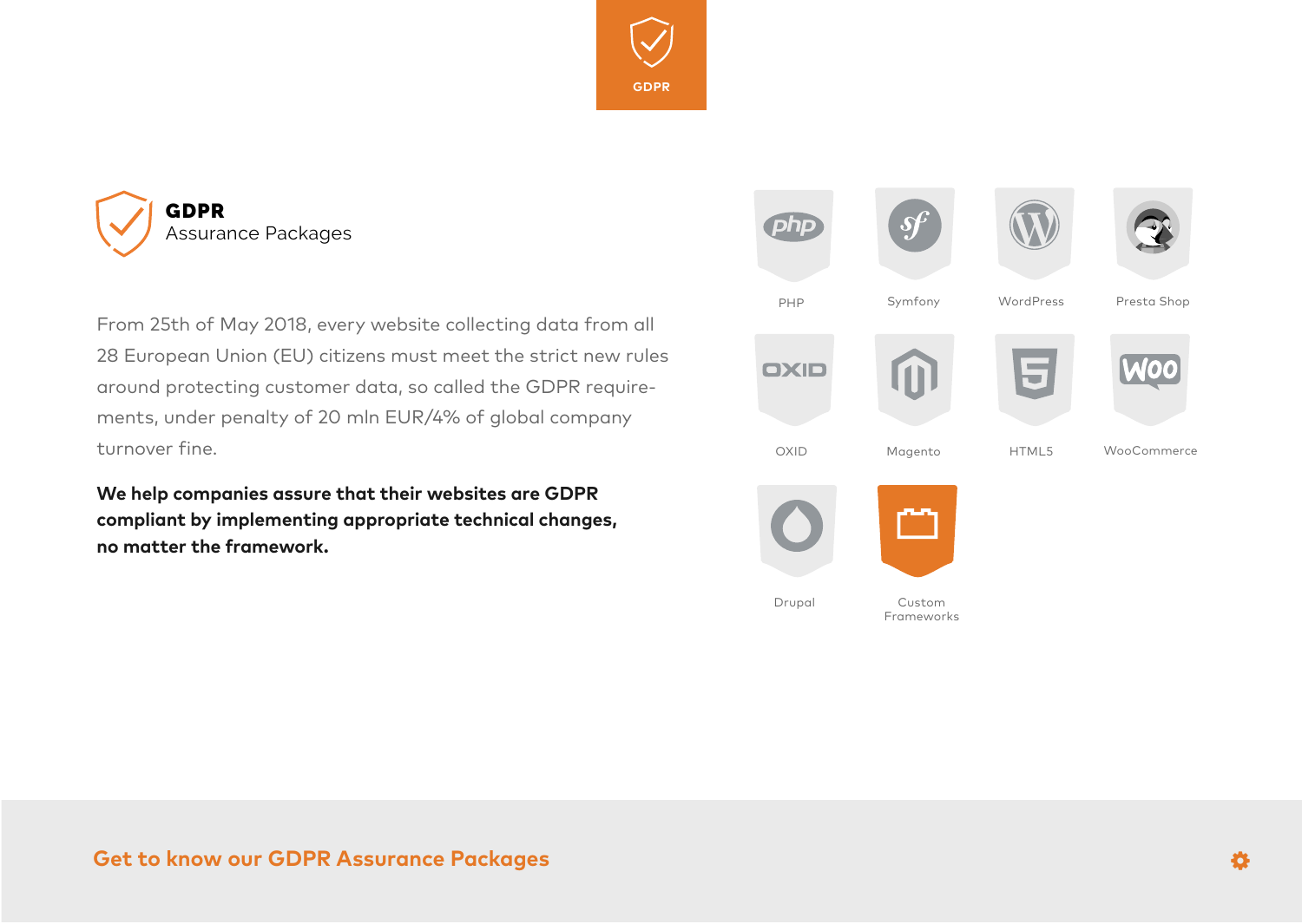GDPR

# GDPR
Assurance Packages

From 25th of May 2018, every website collecting data from all 28 European Union (EU) citizens must meet the strict new rules around protecting customer data, so called the GDPR requirements, under penalty of 20 mln EUR/4% of global company turnover fine.

**We help companies assure that their websites are GDPR compliant by implementing appropriate technical changes, no matter the framework.**

- PHP
- Symfony
- WordPress
- Presta Shop
- OXID
- Magento
- HTML5
- WooCommerce
- Drupal
- Custom Frameworks

**Get to know our GDPR Assurance Packages**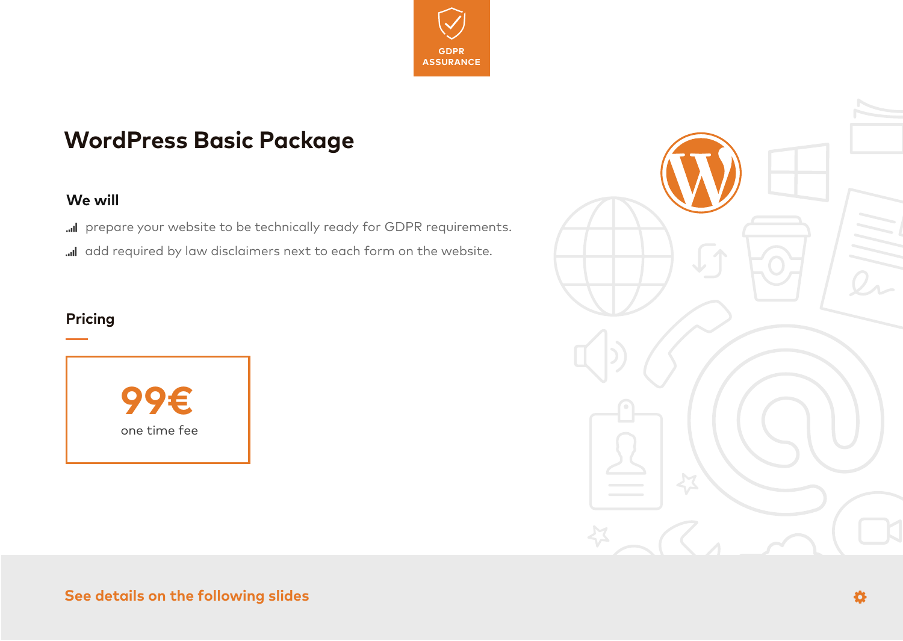GDPR ASSURANCE

# WordPress Basic Package

### We will

- prepare your website to be technically ready for GDPR requirements.
- add required by law disclaimers next to each form on the website.

### Pricing

**99€**
one time fee

See details on the following slides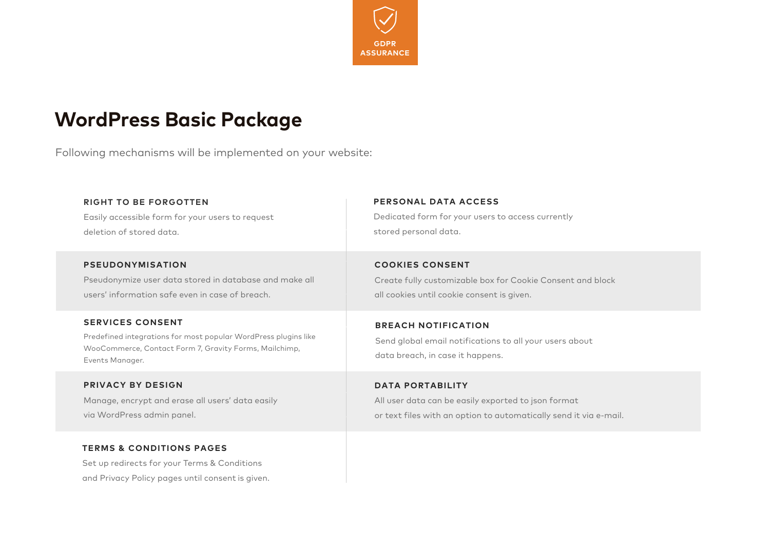GDPR ASSURANCE

# WordPress Basic Package

Following mechanisms will be implemented on your website:

### RIGHT TO BE FORGOTTEN

Easily accessible form for your users to request deletion of stored data.

### PERSONAL DATA ACCESS

Dedicated form for your users to access currently stored personal data.

### PSEUDONYMISATION

Pseudonymize user data stored in database and make all users' information safe even in case of breach.

### COOKIES CONSENT

Create fully customizable box for Cookie Consent and block all cookies until cookie consent is given.

### SERVICES CONSENT

Predefined integrations for most popular WordPress plugins like WooCommerce, Contact Form 7, Gravity Forms, Mailchimp, Events Manager.

### BREACH NOTIFICATION

Send global email notifications to all your users about data breach, in case it happens.

### PRIVACY BY DESIGN

Manage, encrypt and erase all users' data easily via WordPress admin panel.

### DATA PORTABILITY

All user data can be easily exported to json format or text files with an option to automatically send it via e-mail.

### TERMS & CONDITIONS PAGES

Set up redirects for your Terms & Conditions and Privacy Policy pages until consent is given.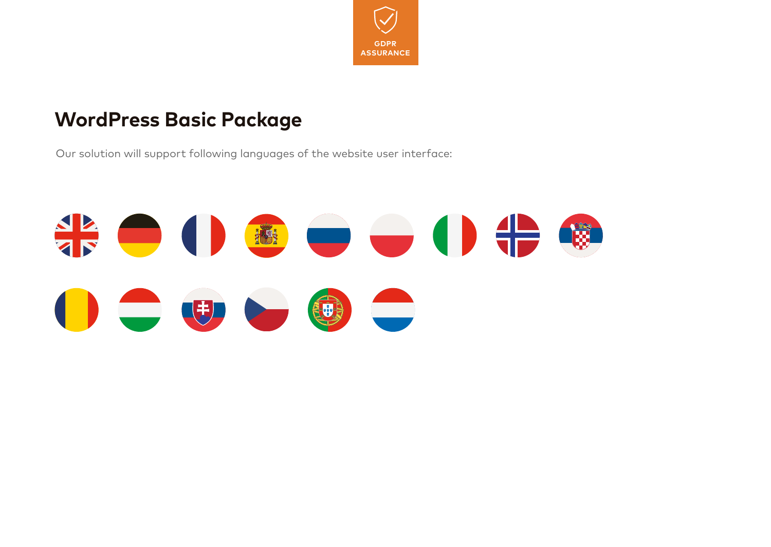GDPR ASSURANCE

# WordPress Basic Package

Our solution will support following languages of the website user interface: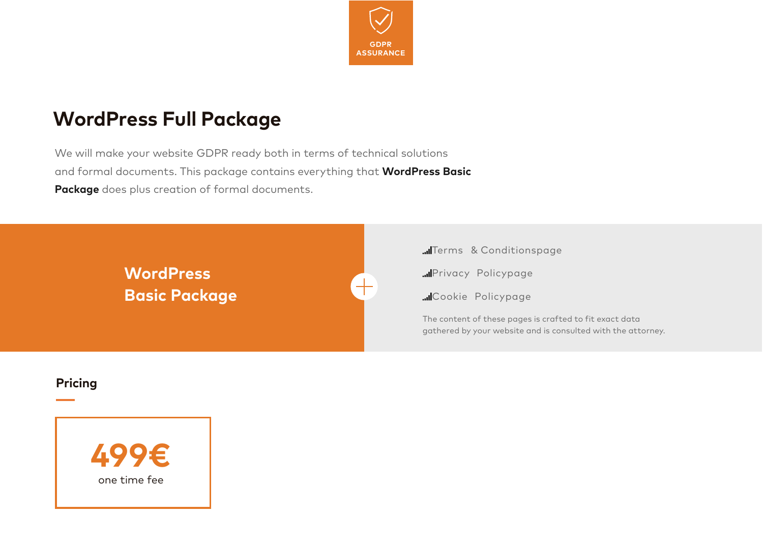GDPR ASSURANCE

## WordPress Full Package

We will make your website GDPR ready both in terms of technical solutions and formal documents. This package contains everything that **WordPress Basic Package** does plus creation of formal documents.

**WordPress Basic Package**

+

- Terms & Conditionspage
- Privacy Policypage
- Cookie Policypage

The content of these pages is crafted to fit exact data gathered by your website and is consulted with the attorney.

### Pricing

**499€**
one time fee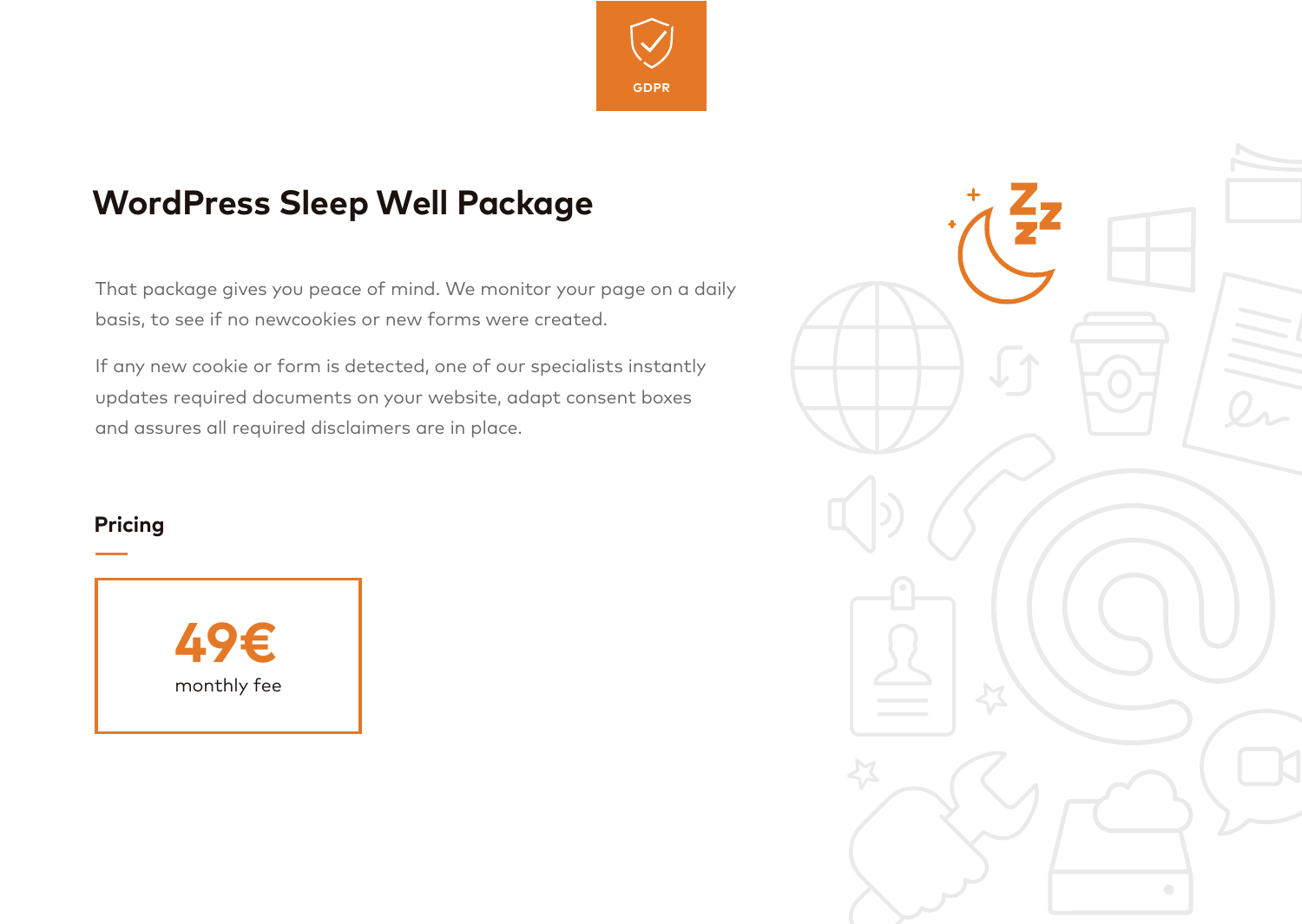GDPR

# WordPress Sleep Well Package

That package gives you peace of mind. We monitor your page on a daily basis, to see if no newcookies or new forms were created.

If any new cookie or form is detected, one of our specialists instantly updates required documents on your website, adapt consent boxes and assures all required disclaimers are in place.

## Pricing

**49€**
monthly fee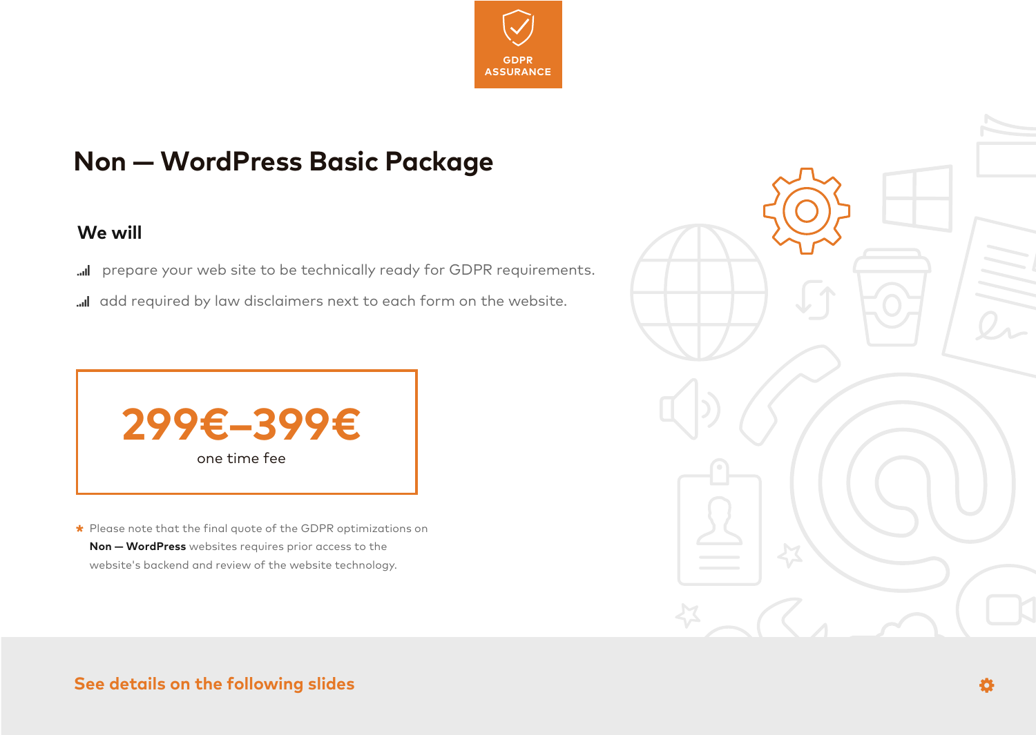GDPR ASSURANCE

# Non — WordPress Basic Package

## We will

- prepare your web site to be technically ready for GDPR requirements.
- add required by law disclaimers next to each form on the website.

**299€–399€**

one time fee

\* Please note that the final quote of the GDPR optimizations on **Non — WordPress** websites requires prior access to the website's backend and review of the website technology.

**See details on the following slides**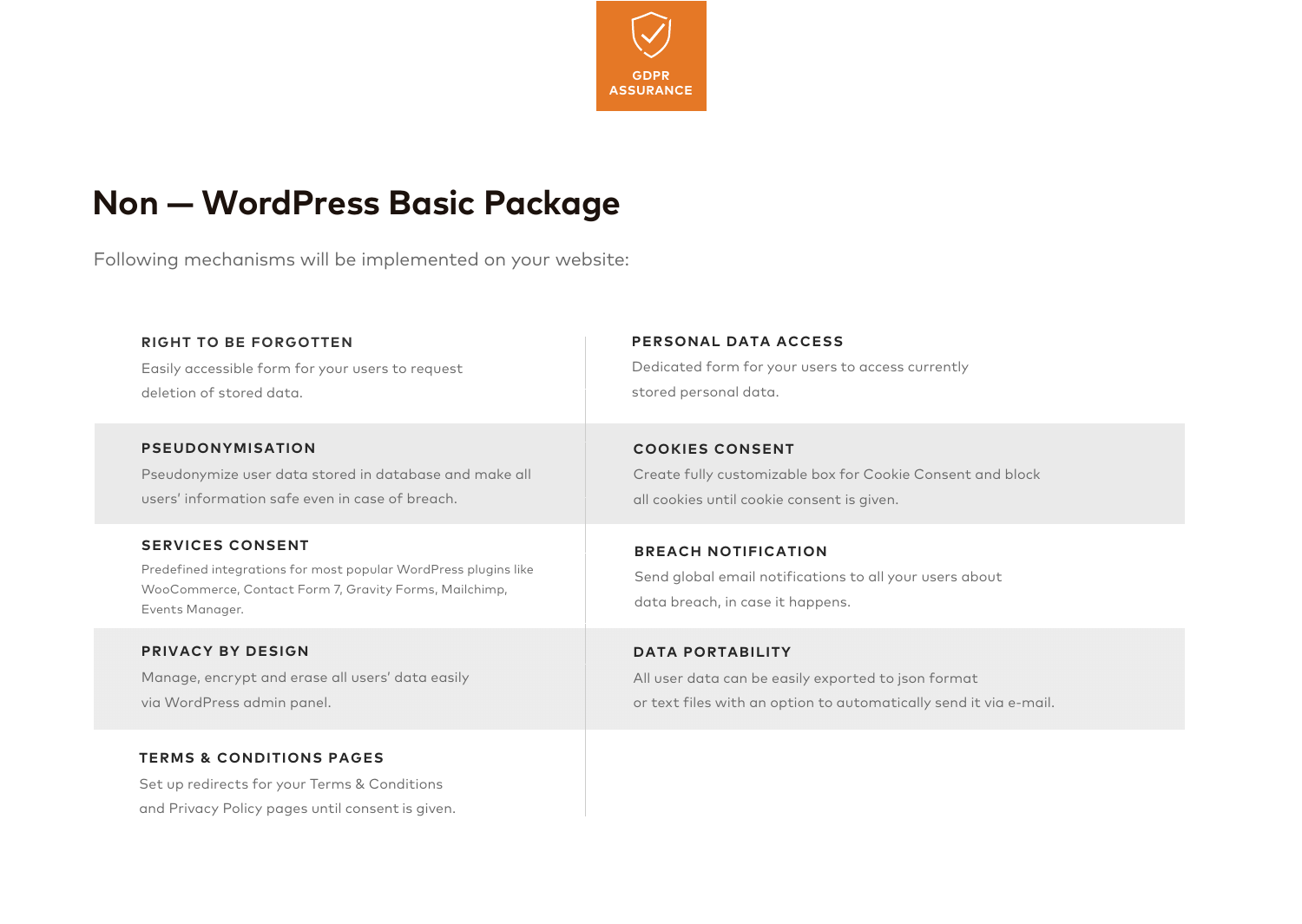GDPR ASSURANCE

# Non — WordPress Basic Package

Following mechanisms will be implemented on your website:

### RIGHT TO BE FORGOTTEN

Easily accessible form for your users to request deletion of stored data.

### PERSONAL DATA ACCESS

Dedicated form for your users to access currently stored personal data.

### PSEUDONYMISATION

Pseudonymize user data stored in database and make all users' information safe even in case of breach.

### COOKIES CONSENT

Create fully customizable box for Cookie Consent and block all cookies until cookie consent is given.

### SERVICES CONSENT

Predefined integrations for most popular WordPress plugins like WooCommerce, Contact Form 7, Gravity Forms, Mailchimp, Events Manager.

### BREACH NOTIFICATION

Send global email notifications to all your users about data breach, in case it happens.

### PRIVACY BY DESIGN

Manage, encrypt and erase all users' data easily via WordPress admin panel.

### DATA PORTABILITY

All user data can be easily exported to json format or text files with an option to automatically send it via e-mail.

### TERMS & CONDITIONS PAGES

Set up redirects for your Terms & Conditions and Privacy Policy pages until consent is given.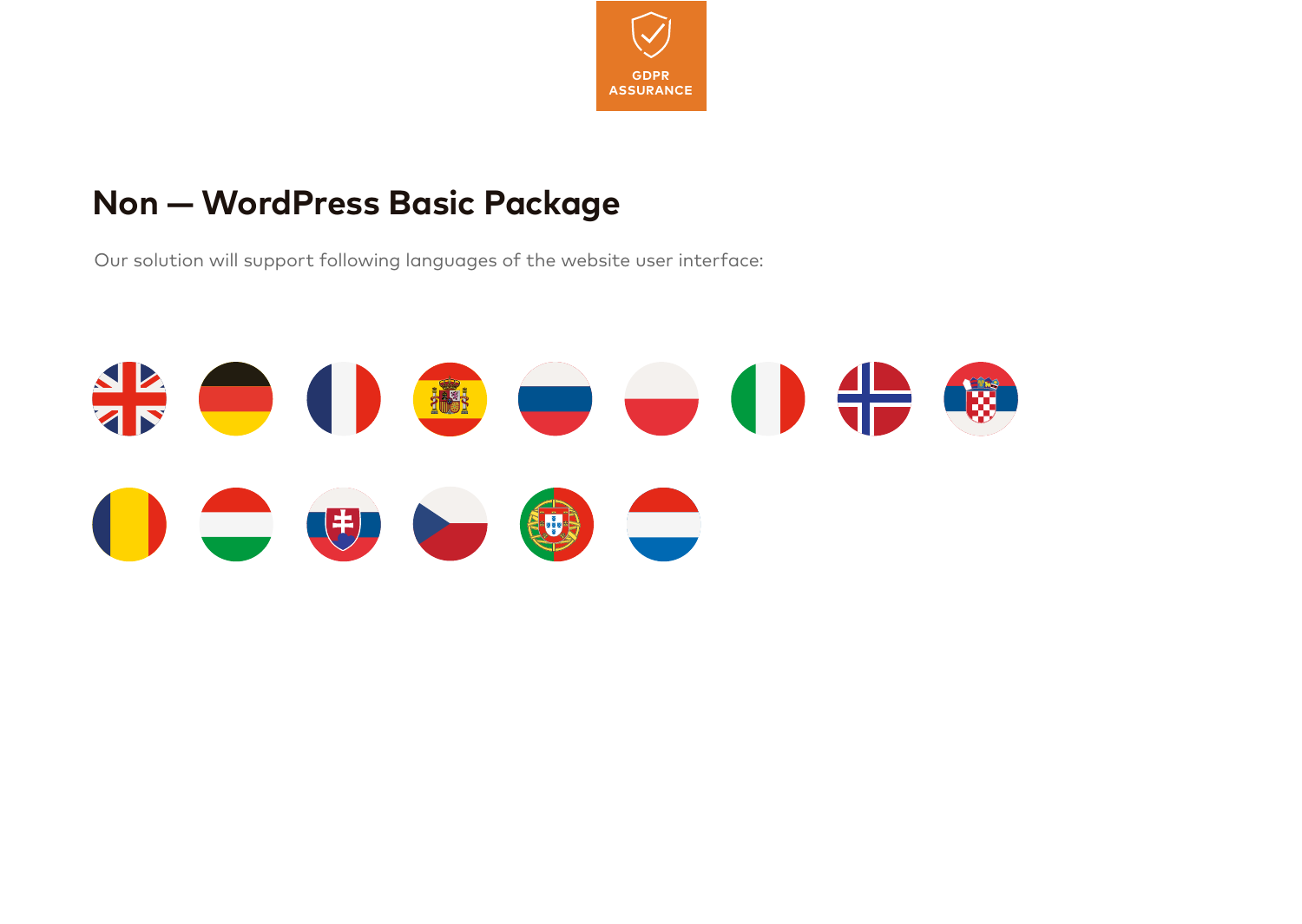GDPR ASSURANCE

## Non — WordPress Basic Package

Our solution will support following languages of the website user interface: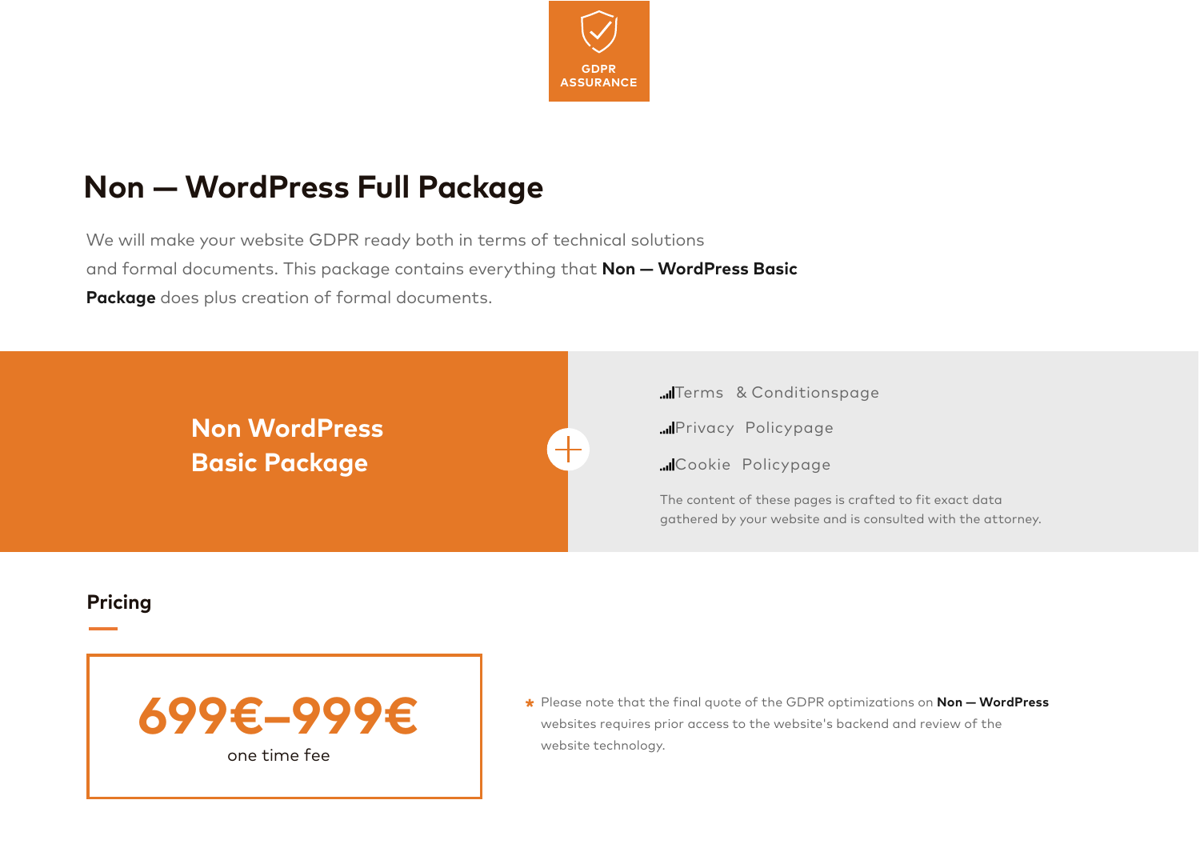GDPR ASSURANCE

# Non — WordPress Full Package

We will make your website GDPR ready both in terms of technical solutions and formal documents. This package contains everything that **Non — WordPress Basic Package** does plus creation of formal documents.

**Non WordPress Basic Package**

+

- Terms & Conditionspage
- Privacy Policypage
- Cookie Policypage

The content of these pages is crafted to fit exact data gathered by your website and is consulted with the attorney.

## Pricing

**699€–999€**
one time fee

* Please note that the final quote of the GDPR optimizations on **Non — WordPress** websites requires prior access to the website's backend and review of the website technology.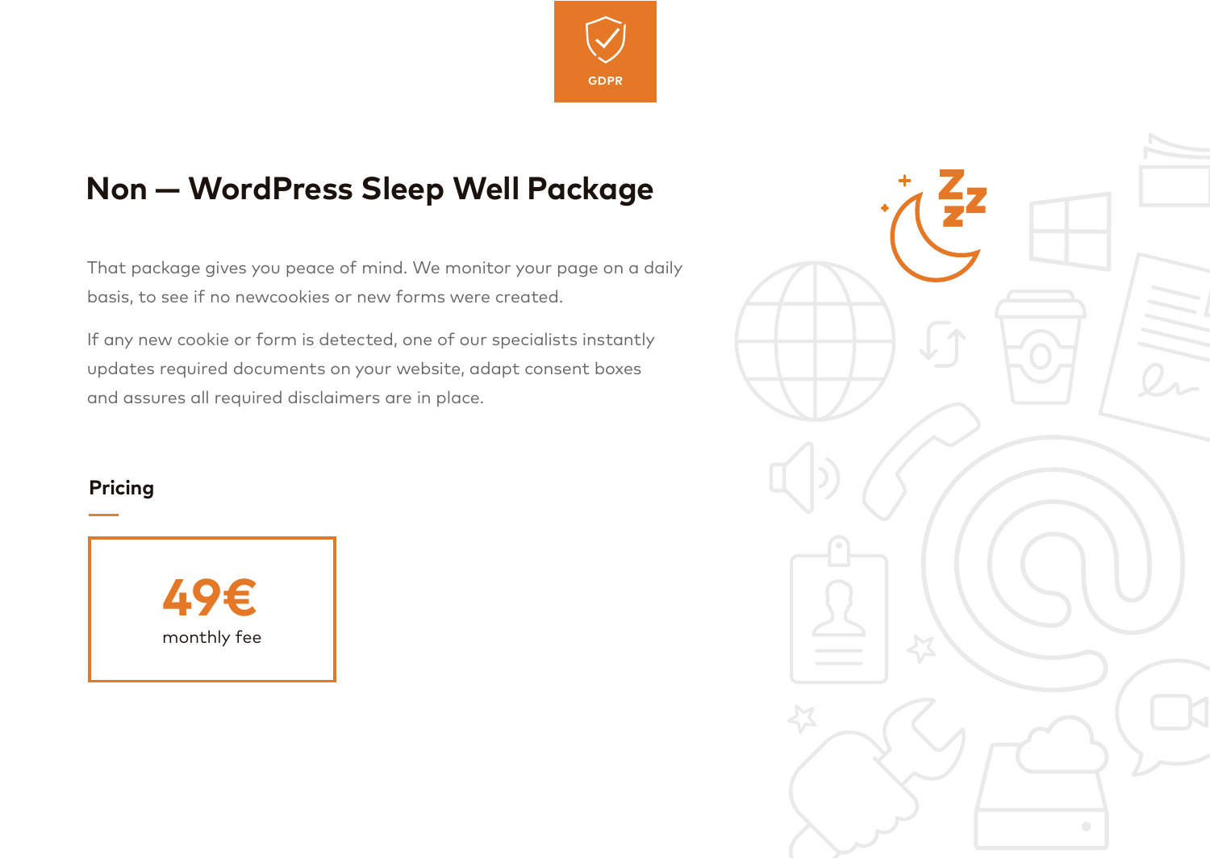GDPR

# Non — WordPress Sleep Well Package

That package gives you peace of mind. We monitor your page on a daily basis, to see if no newcookies or new forms were created.

If any new cookie or form is detected, one of our specialists instantly updates required documents on your website, adapt consent boxes and assures all required disclaimers are in place.

## Pricing

**49€**
monthly fee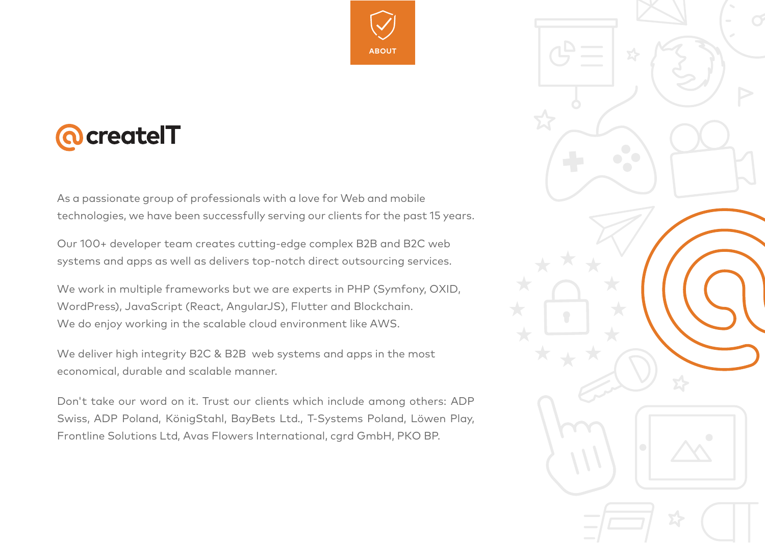# ABOUT

## @createIT

As a passionate group of professionals with a love for Web and mobile technologies, we have been successfully serving our clients for the past 15 years.

Our 100+ developer team creates cutting-edge complex B2B and B2C web systems and apps as well as delivers top-notch direct outsourcing services.

We work in multiple frameworks but we are experts in PHP (Symfony, OXID, WordPress), JavaScript (React, AngularJS), Flutter and Blockchain.
We do enjoy working in the scalable cloud environment like AWS.

We deliver high integrity B2C & B2B web systems and apps in the most economical, durable and scalable manner.

Don't take our word on it. Trust our clients which include among others: ADP Swiss, ADP Poland, KönigStahl, BayBets Ltd., T-Systems Poland, Löwen Play, Frontline Solutions Ltd, Avas Flowers International, cgrd GmbH, PKO BP.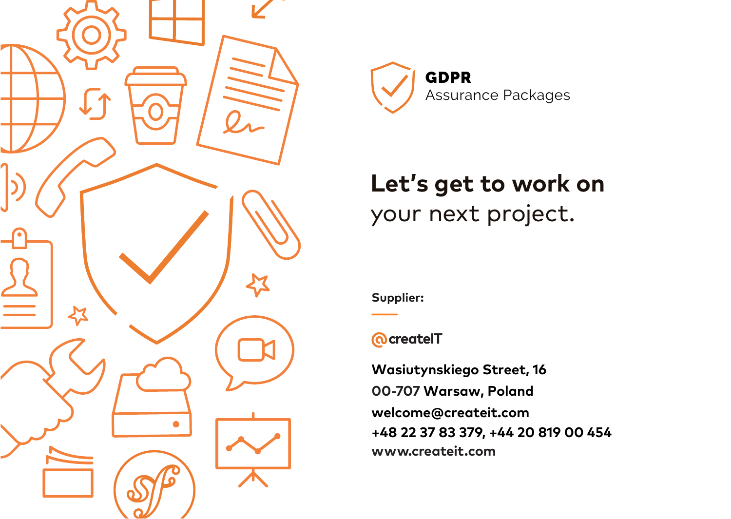**GDPR**
Assurance Packages

# **Let's get to work on** your next project.

**Supplier:**

@createIT

**Wasiutynskiego Street, 16**
**00-707 Warsaw, Poland**
**welcome@createit.com**
**+48 22 37 83 379, +44 20 819 00 454**
**www.createit.com**